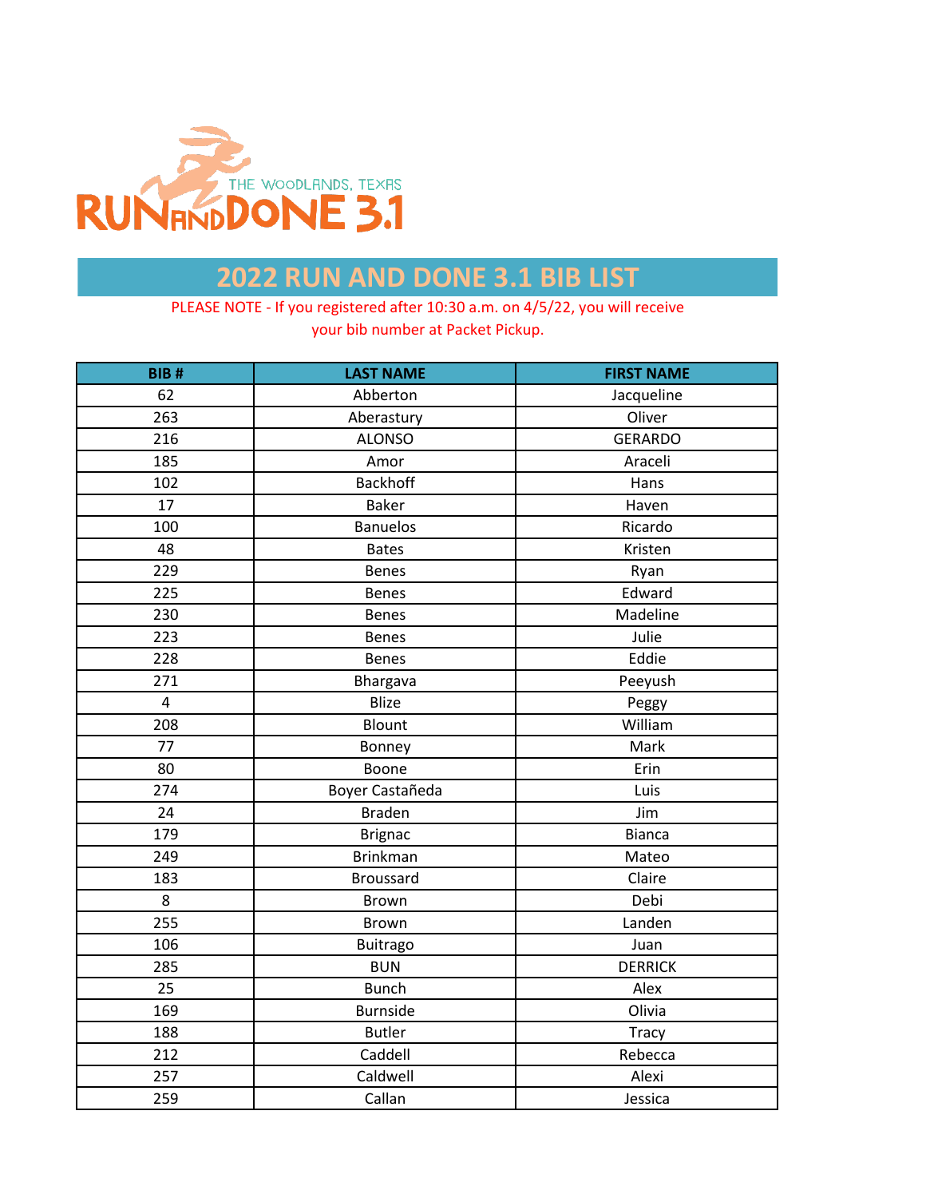# 2022 RUN AND DONE 3.1 BIB LIST

PLEASE NOTE - If you registered after 10:30 a.m. on 4/5/22, you will receive your bib number at Packet Pickup.

| BIB # | LAST NAME | FIRST NAME |
|---|---|---|
| 62 | Abberton | Jacqueline |
| 263 | Aberastury | Oliver |
| 216 | ALONSO | GERARDO |
| 185 | Amor | Araceli |
| 102 | Backhoff | Hans |
| 17 | Baker | Haven |
| 100 | Banuelos | Ricardo |
| 48 | Bates | Kristen |
| 229 | Benes | Ryan |
| 225 | Benes | Edward |
| 230 | Benes | Madeline |
| 223 | Benes | Julie |
| 228 | Benes | Eddie |
| 271 | Bhargava | Peeyush |
| 4 | Blize | Peggy |
| 208 | Blount | William |
| 77 | Bonney | Mark |
| 80 | Boone | Erin |
| 274 | Boyer Castañeda | Luis |
| 24 | Braden | Jim |
| 179 | Brignac | Bianca |
| 249 | Brinkman | Mateo |
| 183 | Broussard | Claire |
| 8 | Brown | Debi |
| 255 | Brown | Landen |
| 106 | Buitrago | Juan |
| 285 | BUN | DERRICK |
| 25 | Bunch | Alex |
| 169 | Burnside | Olivia |
| 188 | Butler | Tracy |
| 212 | Caddell | Rebecca |
| 257 | Caldwell | Alexi |
| 259 | Callan | Jessica |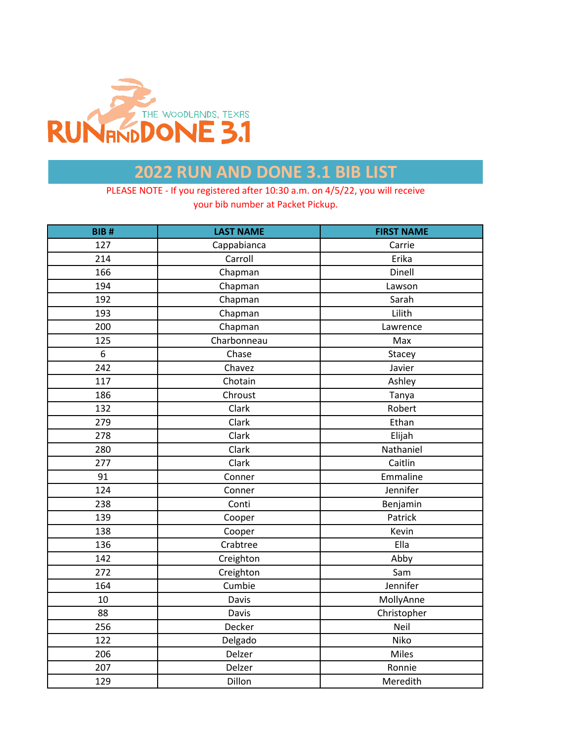# 2022 RUN AND DONE 3.1 BIB LIST

PLEASE NOTE - If you registered after 10:30 a.m. on 4/5/22, you will receive your bib number at Packet Pickup.

| BIB # | LAST NAME | FIRST NAME |
|---|---|---|
| 127 | Cappabianca | Carrie |
| 214 | Carroll | Erika |
| 166 | Chapman | Dinell |
| 194 | Chapman | Lawson |
| 192 | Chapman | Sarah |
| 193 | Chapman | Lilith |
| 200 | Chapman | Lawrence |
| 125 | Charbonneau | Max |
| 6 | Chase | Stacey |
| 242 | Chavez | Javier |
| 117 | Chotain | Ashley |
| 186 | Chroust | Tanya |
| 132 | Clark | Robert |
| 279 | Clark | Ethan |
| 278 | Clark | Elijah |
| 280 | Clark | Nathaniel |
| 277 | Clark | Caitlin |
| 91 | Conner | Emmaline |
| 124 | Conner | Jennifer |
| 238 | Conti | Benjamin |
| 139 | Cooper | Patrick |
| 138 | Cooper | Kevin |
| 136 | Crabtree | Ella |
| 142 | Creighton | Abby |
| 272 | Creighton | Sam |
| 164 | Cumbie | Jennifer |
| 10 | Davis | MollyAnne |
| 88 | Davis | Christopher |
| 256 | Decker | Neil |
| 122 | Delgado | Niko |
| 206 | Delzer | Miles |
| 207 | Delzer | Ronnie |
| 129 | Dillon | Meredith |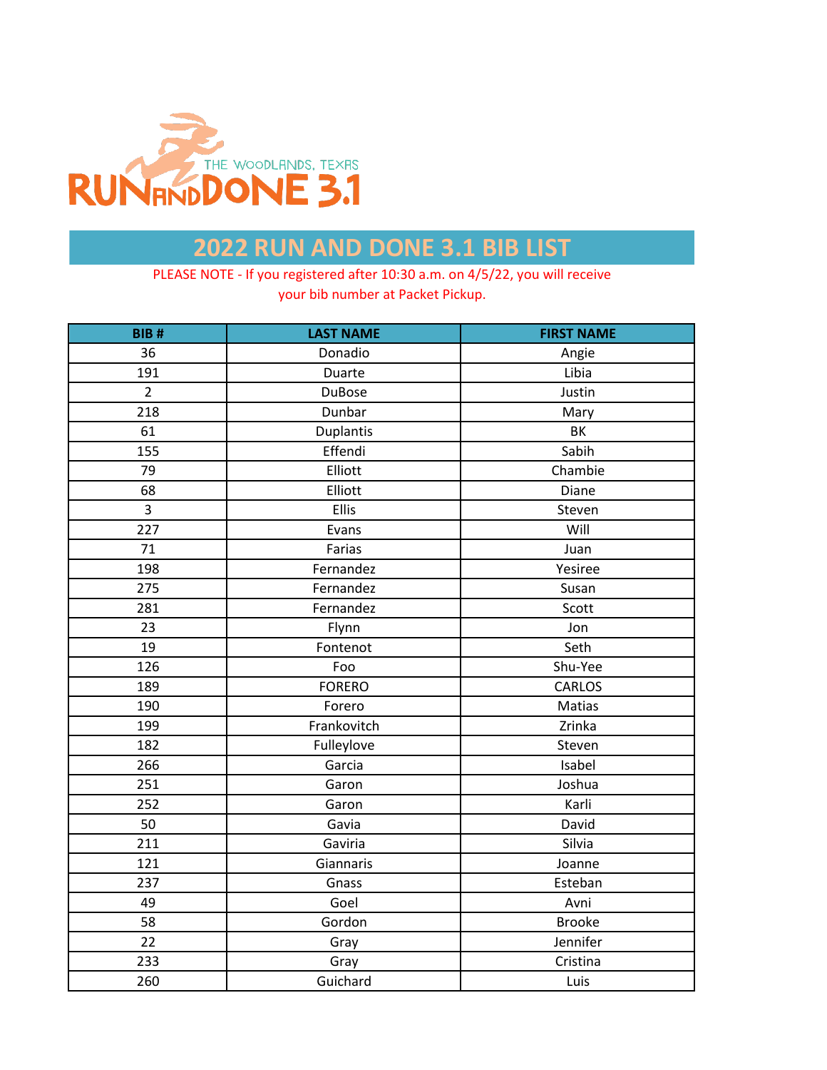THE WOODLANDS, TEXAS
RUN AND DONE 3.1

# 2022 RUN AND DONE 3.1 BIB LIST

PLEASE NOTE - If you registered after 10:30 a.m. on 4/5/22, you will receive your bib number at Packet Pickup.

| BIB # | LAST NAME | FIRST NAME |
|---|---|---|
| 36 | Donadio | Angie |
| 191 | Duarte | Libia |
| 2 | DuBose | Justin |
| 218 | Dunbar | Mary |
| 61 | Duplantis | BK |
| 155 | Effendi | Sabih |
| 79 | Elliott | Chambie |
| 68 | Elliott | Diane |
| 3 | Ellis | Steven |
| 227 | Evans | Will |
| 71 | Farias | Juan |
| 198 | Fernandez | Yesiree |
| 275 | Fernandez | Susan |
| 281 | Fernandez | Scott |
| 23 | Flynn | Jon |
| 19 | Fontenot | Seth |
| 126 | Foo | Shu-Yee |
| 189 | FORERO | CARLOS |
| 190 | Forero | Matias |
| 199 | Frankovitch | Zrinka |
| 182 | Fulleylove | Steven |
| 266 | Garcia | Isabel |
| 251 | Garon | Joshua |
| 252 | Garon | Karli |
| 50 | Gavia | David |
| 211 | Gaviria | Silvia |
| 121 | Giannaris | Joanne |
| 237 | Gnass | Esteban |
| 49 | Goel | Avni |
| 58 | Gordon | Brooke |
| 22 | Gray | Jennifer |
| 233 | Gray | Cristina |
| 260 | Guichard | Luis |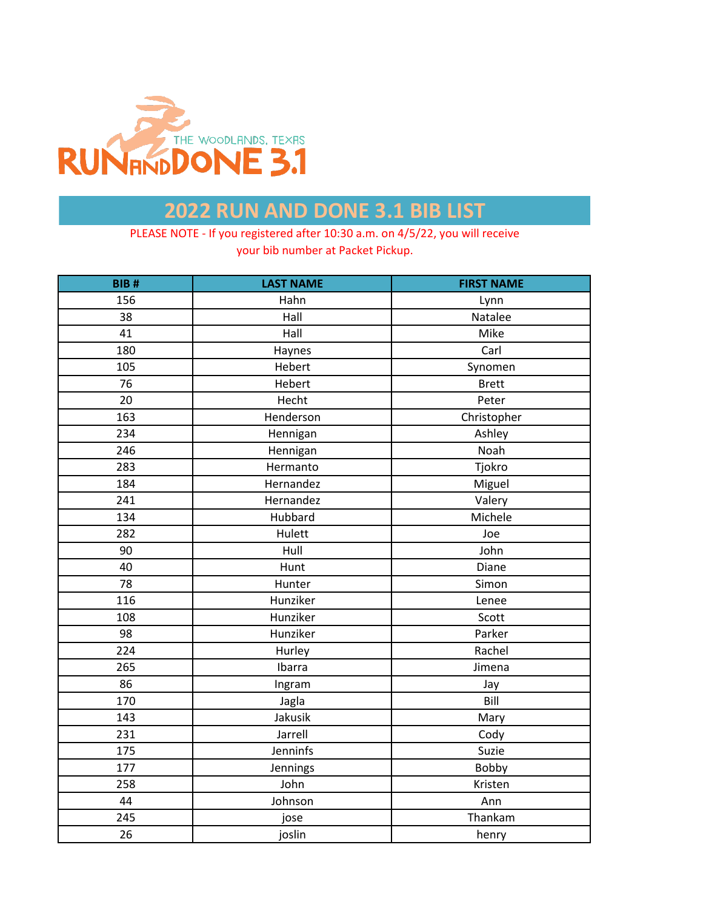# 2022 RUN AND DONE 3.1 BIB LIST

PLEASE NOTE - If you registered after 10:30 a.m. on 4/5/22, you will receive your bib number at Packet Pickup.

| BIB # | LAST NAME | FIRST NAME |
|---|---|---|
| 156 | Hahn | Lynn |
| 38 | Hall | Natalee |
| 41 | Hall | Mike |
| 180 | Haynes | Carl |
| 105 | Hebert | Synomen |
| 76 | Hebert | Brett |
| 20 | Hecht | Peter |
| 163 | Henderson | Christopher |
| 234 | Hennigan | Ashley |
| 246 | Hennigan | Noah |
| 283 | Hermanto | Tjokro |
| 184 | Hernandez | Miguel |
| 241 | Hernandez | Valery |
| 134 | Hubbard | Michele |
| 282 | Hulett | Joe |
| 90 | Hull | John |
| 40 | Hunt | Diane |
| 78 | Hunter | Simon |
| 116 | Hunziker | Lenee |
| 108 | Hunziker | Scott |
| 98 | Hunziker | Parker |
| 224 | Hurley | Rachel |
| 265 | Ibarra | Jimena |
| 86 | Ingram | Jay |
| 170 | Jagla | Bill |
| 143 | Jakusik | Mary |
| 231 | Jarrell | Cody |
| 175 | Jenninfs | Suzie |
| 177 | Jennings | Bobby |
| 258 | John | Kristen |
| 44 | Johnson | Ann |
| 245 | jose | Thankam |
| 26 | joslin | henry |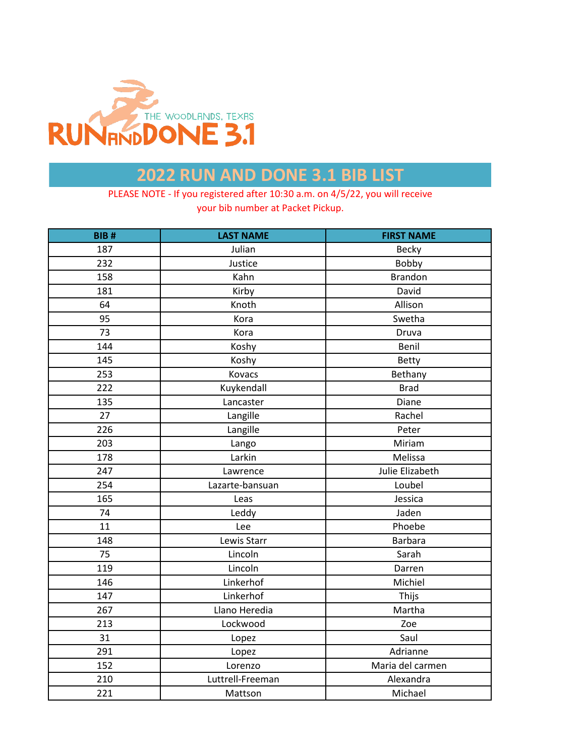# 2022 RUN AND DONE 3.1 BIB LIST

PLEASE NOTE - If you registered after 10:30 a.m. on 4/5/22, you will receive your bib number at Packet Pickup.

| BIB # | LAST NAME | FIRST NAME |
|---|---|---|
| 187 | Julian | Becky |
| 232 | Justice | Bobby |
| 158 | Kahn | Brandon |
| 181 | Kirby | David |
| 64 | Knoth | Allison |
| 95 | Kora | Swetha |
| 73 | Kora | Druva |
| 144 | Koshy | Benil |
| 145 | Koshy | Betty |
| 253 | Kovacs | Bethany |
| 222 | Kuykendall | Brad |
| 135 | Lancaster | Diane |
| 27 | Langille | Rachel |
| 226 | Langille | Peter |
| 203 | Lango | Miriam |
| 178 | Larkin | Melissa |
| 247 | Lawrence | Julie Elizabeth |
| 254 | Lazarte-bansuan | Loubel |
| 165 | Leas | Jessica |
| 74 | Leddy | Jaden |
| 11 | Lee | Phoebe |
| 148 | Lewis Starr | Barbara |
| 75 | Lincoln | Sarah |
| 119 | Lincoln | Darren |
| 146 | Linkerhof | Michiel |
| 147 | Linkerhof | Thijs |
| 267 | Llano Heredia | Martha |
| 213 | Lockwood | Zoe |
| 31 | Lopez | Saul |
| 291 | Lopez | Adrianne |
| 152 | Lorenzo | Maria del carmen |
| 210 | Luttrell-Freeman | Alexandra |
| 221 | Mattson | Michael |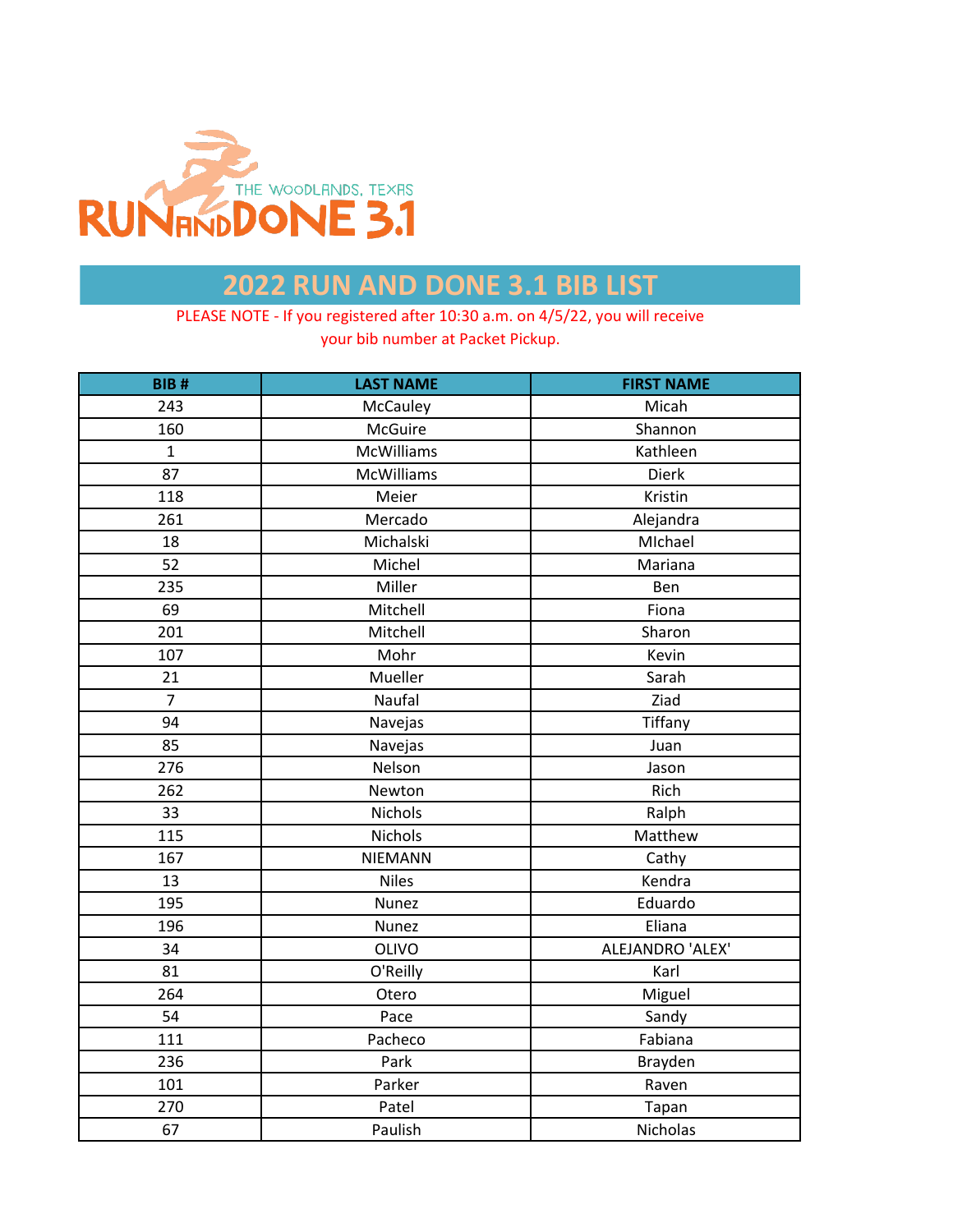# 2022 RUN AND DONE 3.1 BIB LIST

PLEASE NOTE - If you registered after 10:30 a.m. on 4/5/22, you will receive your bib number at Packet Pickup.

| BIB # | LAST NAME | FIRST NAME |
|---|---|---|
| 243 | McCauley | Micah |
| 160 | McGuire | Shannon |
| 1 | McWilliams | Kathleen |
| 87 | McWilliams | Dierk |
| 118 | Meier | Kristin |
| 261 | Mercado | Alejandra |
| 18 | Michalski | MIchael |
| 52 | Michel | Mariana |
| 235 | Miller | Ben |
| 69 | Mitchell | Fiona |
| 201 | Mitchell | Sharon |
| 107 | Mohr | Kevin |
| 21 | Mueller | Sarah |
| 7 | Naufal | Ziad |
| 94 | Navejas | Tiffany |
| 85 | Navejas | Juan |
| 276 | Nelson | Jason |
| 262 | Newton | Rich |
| 33 | Nichols | Ralph |
| 115 | Nichols | Matthew |
| 167 | NIEMANN | Cathy |
| 13 | Niles | Kendra |
| 195 | Nunez | Eduardo |
| 196 | Nunez | Eliana |
| 34 | OLIVO | ALEJANDRO 'ALEX' |
| 81 | O'Reilly | Karl |
| 264 | Otero | Miguel |
| 54 | Pace | Sandy |
| 111 | Pacheco | Fabiana |
| 236 | Park | Brayden |
| 101 | Parker | Raven |
| 270 | Patel | Tapan |
| 67 | Paulish | Nicholas |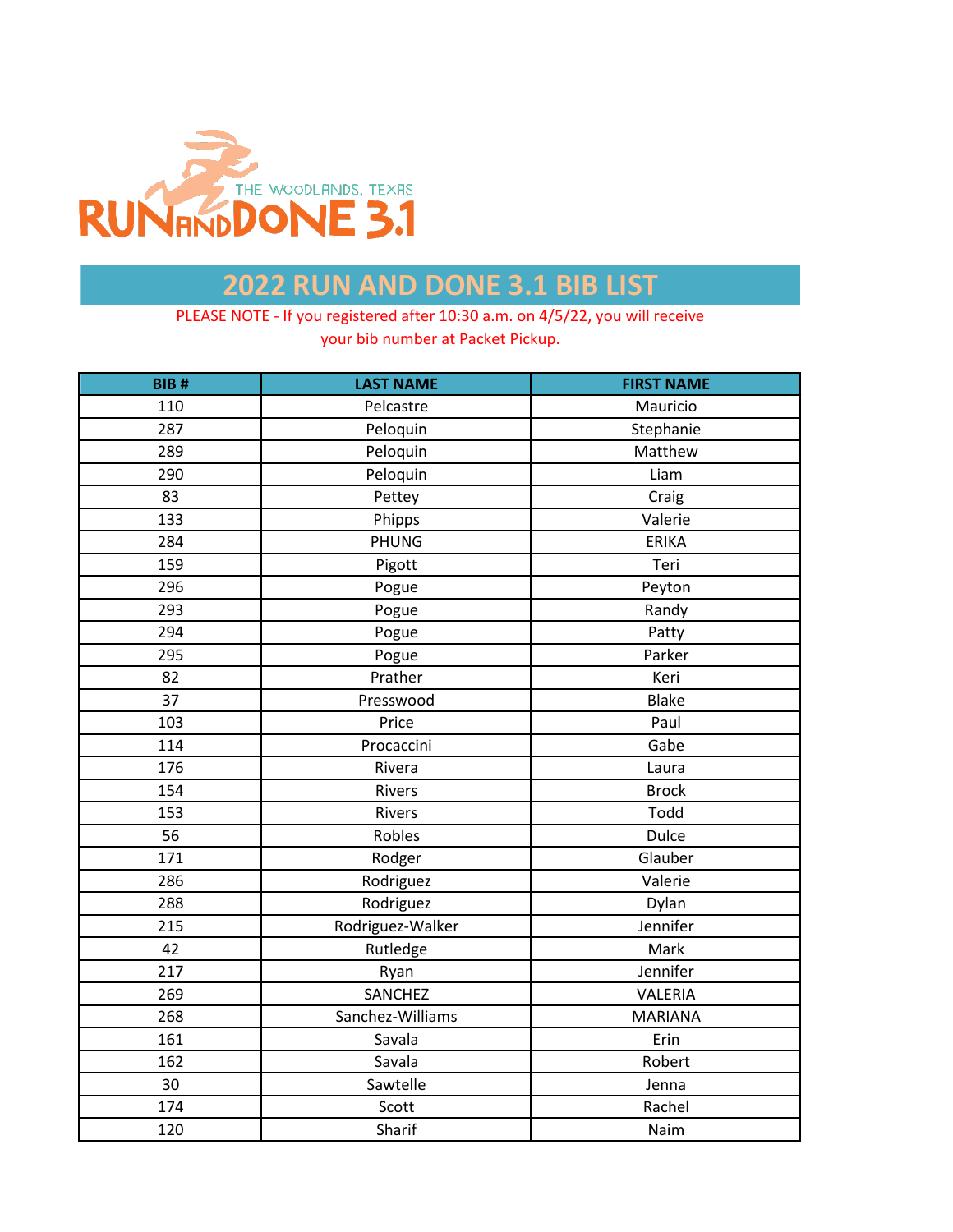# 2022 RUN AND DONE 3.1 BIB LIST

PLEASE NOTE - If you registered after 10:30 a.m. on 4/5/22, you will receive your bib number at Packet Pickup.

| BIB # | LAST NAME | FIRST NAME |
|---|---|---|
| 110 | Pelcastre | Mauricio |
| 287 | Peloquin | Stephanie |
| 289 | Peloquin | Matthew |
| 290 | Peloquin | Liam |
| 83 | Pettey | Craig |
| 133 | Phipps | Valerie |
| 284 | PHUNG | ERIKA |
| 159 | Pigott | Teri |
| 296 | Pogue | Peyton |
| 293 | Pogue | Randy |
| 294 | Pogue | Patty |
| 295 | Pogue | Parker |
| 82 | Prather | Keri |
| 37 | Presswood | Blake |
| 103 | Price | Paul |
| 114 | Procaccini | Gabe |
| 176 | Rivera | Laura |
| 154 | Rivers | Brock |
| 153 | Rivers | Todd |
| 56 | Robles | Dulce |
| 171 | Rodger | Glauber |
| 286 | Rodriguez | Valerie |
| 288 | Rodriguez | Dylan |
| 215 | Rodriguez-Walker | Jennifer |
| 42 | Rutledge | Mark |
| 217 | Ryan | Jennifer |
| 269 | SANCHEZ | VALERIA |
| 268 | Sanchez-Williams | MARIANA |
| 161 | Savala | Erin |
| 162 | Savala | Robert |
| 30 | Sawtelle | Jenna |
| 174 | Scott | Rachel |
| 120 | Sharif | Naim |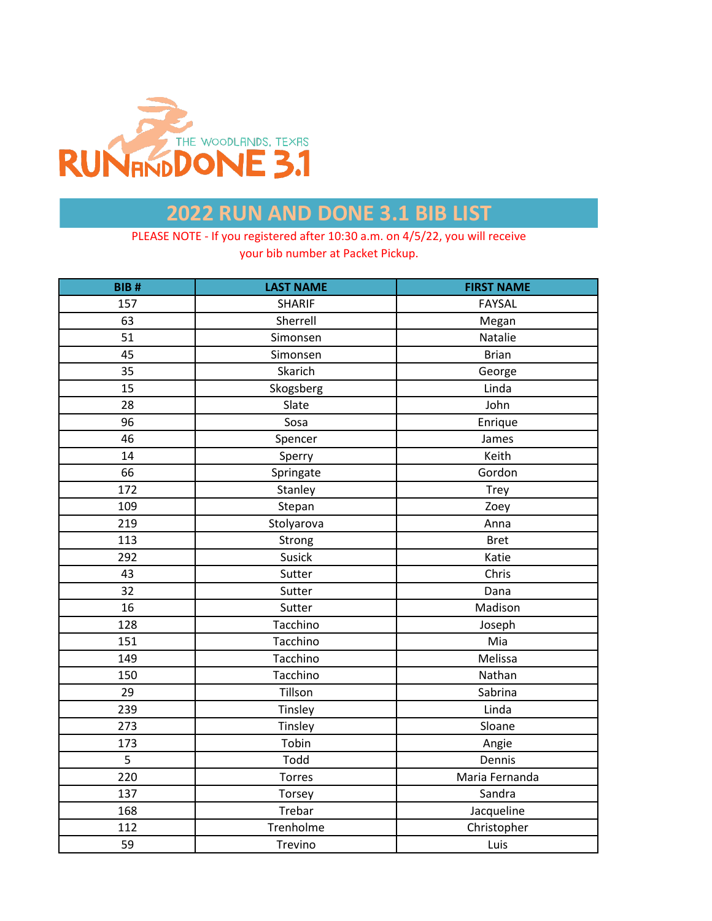THE WOODLANDS, TEXAS

RUN AND DONE 3.1

# 2022 RUN AND DONE 3.1 BIB LIST

PLEASE NOTE - If you registered after 10:30 a.m. on 4/5/22, you will receive your bib number at Packet Pickup.

| BIB # | LAST NAME | FIRST NAME |
|---|---|---|
| 157 | SHARIF | FAYSAL |
| 63 | Sherrell | Megan |
| 51 | Simonsen | Natalie |
| 45 | Simonsen | Brian |
| 35 | Skarich | George |
| 15 | Skogsberg | Linda |
| 28 | Slate | John |
| 96 | Sosa | Enrique |
| 46 | Spencer | James |
| 14 | Sperry | Keith |
| 66 | Springate | Gordon |
| 172 | Stanley | Trey |
| 109 | Stepan | Zoey |
| 219 | Stolyarova | Anna |
| 113 | Strong | Bret |
| 292 | Susick | Katie |
| 43 | Sutter | Chris |
| 32 | Sutter | Dana |
| 16 | Sutter | Madison |
| 128 | Tacchino | Joseph |
| 151 | Tacchino | Mia |
| 149 | Tacchino | Melissa |
| 150 | Tacchino | Nathan |
| 29 | Tillson | Sabrina |
| 239 | Tinsley | Linda |
| 273 | Tinsley | Sloane |
| 173 | Tobin | Angie |
| 5 | Todd | Dennis |
| 220 | Torres | Maria Fernanda |
| 137 | Torsey | Sandra |
| 168 | Trebar | Jacqueline |
| 112 | Trenholme | Christopher |
| 59 | Trevino | Luis |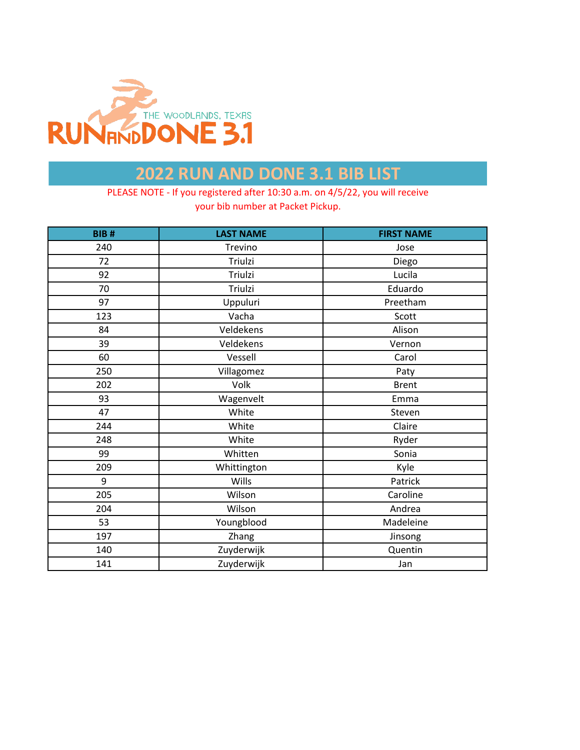THE WOODLANDS, TEXAS

RUN AND DONE 3.1

# 2022 RUN AND DONE 3.1 BIB LIST

PLEASE NOTE - If you registered after 10:30 a.m. on 4/5/22, you will receive your bib number at Packet Pickup.

| BIB # | LAST NAME | FIRST NAME |
|---|---|---|
| 240 | Trevino | Jose |
| 72 | Triulzi | Diego |
| 92 | Triulzi | Lucila |
| 70 | Triulzi | Eduardo |
| 97 | Uppuluri | Preetham |
| 123 | Vacha | Scott |
| 84 | Veldekens | Alison |
| 39 | Veldekens | Vernon |
| 60 | Vessell | Carol |
| 250 | Villagomez | Paty |
| 202 | Volk | Brent |
| 93 | Wagenvelt | Emma |
| 47 | White | Steven |
| 244 | White | Claire |
| 248 | White | Ryder |
| 99 | Whitten | Sonia |
| 209 | Whittington | Kyle |
| 9 | Wills | Patrick |
| 205 | Wilson | Caroline |
| 204 | Wilson | Andrea |
| 53 | Youngblood | Madeleine |
| 197 | Zhang | Jinsong |
| 140 | Zuyderwijk | Quentin |
| 141 | Zuyderwijk | Jan |